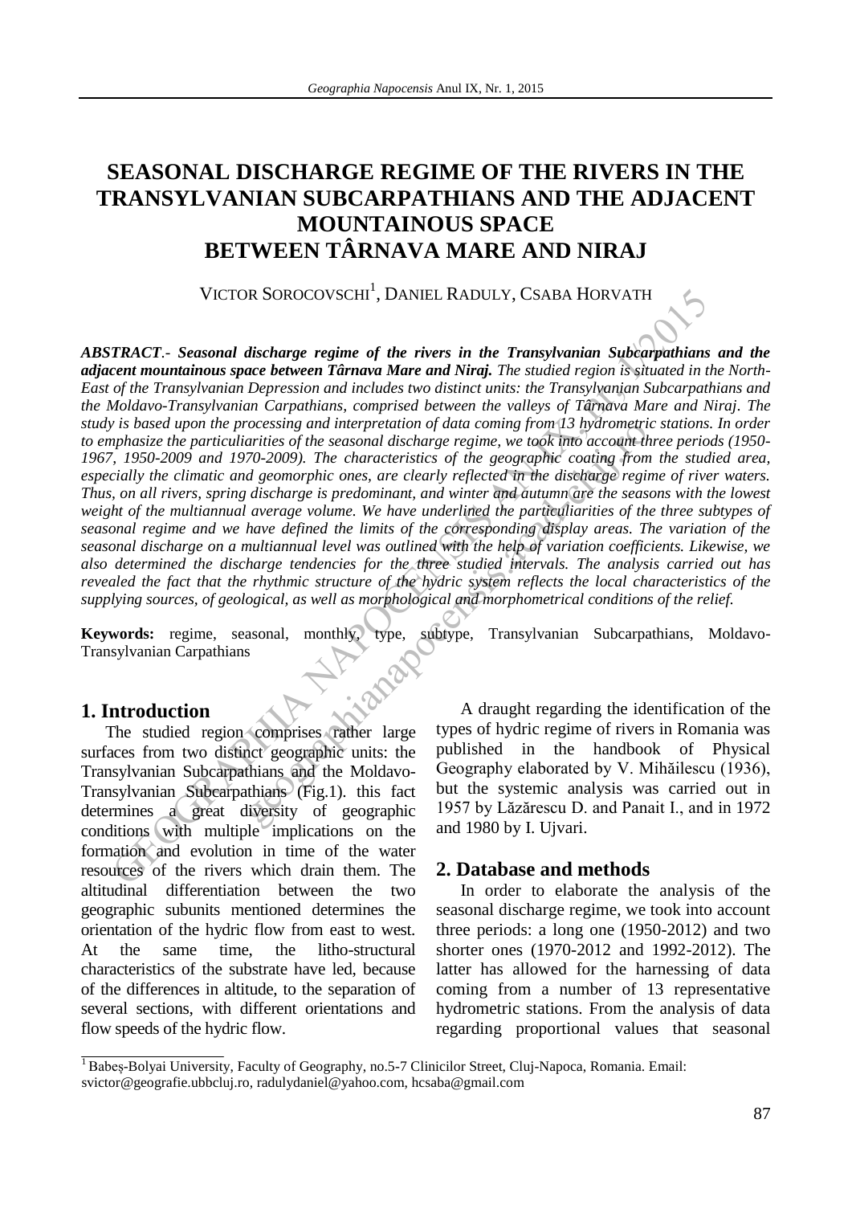# SEASONAL DISCHARGE REGIME OF THE RIVERS IN THE TRANSYLVANIAN SUBCARPATHIANS AND THE ADJACENT MOUNTAINOUS SPACE BETWEEN TÂRNAVA MARE AND NIRAJ

VICTOR SOROCOVSCHI[1], DANIEL RADULY, CSABA HORVATH

***ABSTRACT*.- *Seasonal discharge regime of the rivers in the Transylvanian Subcarpathians and the adjacent mountainous space between Târnava Mare and Niraj.*** *The studied region is situated in the North-East of the Transylvanian Depression and includes two distinct units: the Transylvanian Subcarpathians and the Moldavo-Transylvanian Carpathians, comprised between the valleys of Târnava Mare and Niraj. The study is based upon the processing and interpretation of data coming from 13 hydrometric stations. In order to emphasize the particuliarities of the seasonal discharge regime, we took into account three periods (1950-1967, 1950-2009 and 1970-2009). The characteristics of the geographic coating from the studied area, especially the climatic and geomorphic ones, are clearly reflected in the discharge regime of river waters. Thus, on all rivers, spring discharge is predominant, and winter and autumn are the seasons with the lowest weight of the multiannual average volume. We have underlined the particuliarities of the three subtypes of seasonal regime and we have defined the limits of the corresponding display areas. The variation of the seasonal discharge on a multiannual level was outlined with the help of variation coefficients. Likewise, we also determined the discharge tendencies for the three studied intervals. The analysis carried out has revealed the fact that the rhythmic structure of the hydric system reflects the local characteristics of the supplying sources, of geological, as well as morphological and morphometrical conditions of the relief.*

**Keywords:** regime, seasonal, monthly, type, subtype, Transylvanian Subcarpathians, Moldavo-Transylvanian Carpathians

## 1. Introduction

The studied region comprises rather large surfaces from two distinct geographic units: the Transylvanian Subcarpathians and the Moldavo-Transylvanian Subcarpathians (Fig.1). this fact determines a great diversity of geographic conditions with multiple implications on the formation and evolution in time of the water resources of the rivers which drain them. The altitudinal differentiation between the two geographic subunits mentioned determines the orientation of the hydric flow from east to west. At the same time, the litho-structural characteristics of the substrate have led, because of the differences in altitude, to the separation of several sections, with different orientations and flow speeds of the hydric flow.

A draught regarding the identification of the types of hydric regime of rivers in Romania was published in the handbook of Physical Geography elaborated by V. Mihăilescu (1936), but the systemic analysis was carried out in 1957 by Lăzărescu D. and Panait I., and in 1972 and 1980 by I. Ujvari.

## 2. Database and methods

In order to elaborate the analysis of the seasonal discharge regime, we took into account three periods: a long one (1950-2012) and two shorter ones (1970-2012 and 1992-2012). The latter has allowed for the harnessing of data coming from a number of 13 representative hydrometric stations. From the analysis of data regarding proportional values that seasonal

[1] Babeș-Bolyai University, Faculty of Geography, no.5-7 Clinicilor Street, Cluj-Napoca, Romania. Email: svictor@geografie.ubbcluj.ro, radulydaniel@yahoo.com, hcsaba@gmail.com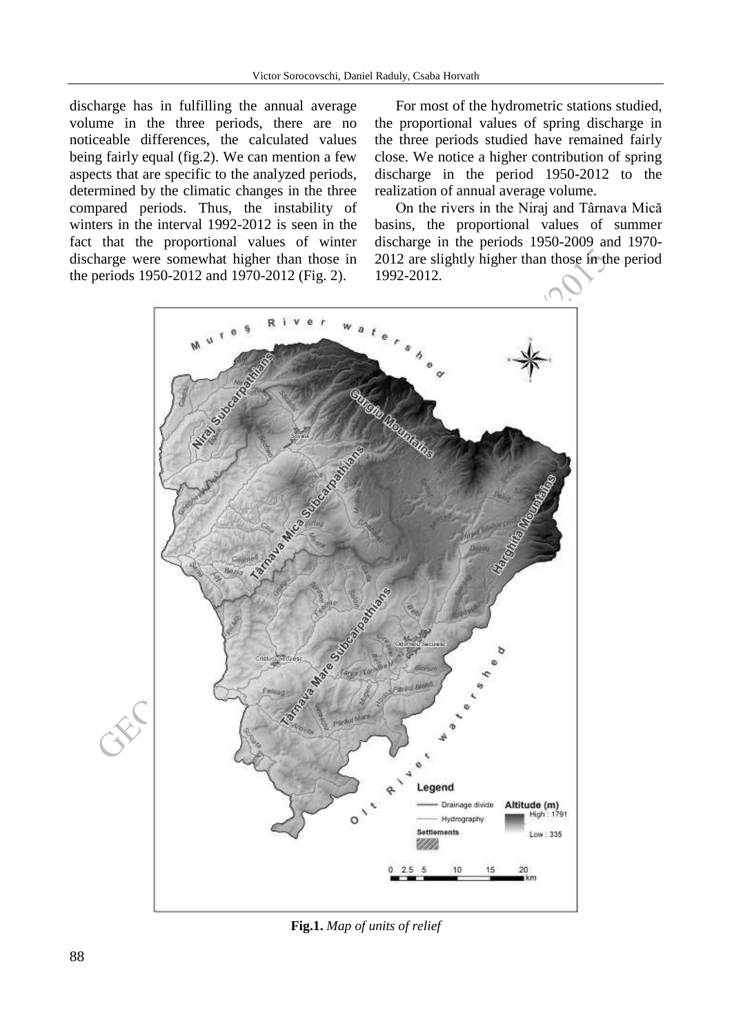discharge has in fulfilling the annual average volume in the three periods, there are no noticeable differences, the calculated values being fairly equal (fig.2). We can mention a few aspects that are specific to the analyzed periods, determined by the climatic changes in the three compared periods. Thus, the instability of winters in the interval 1992-2012 is seen in the fact that the proportional values of winter discharge were somewhat higher than those in the periods 1950-2012 and 1970-2012 (Fig. 2).

For most of the hydrometric stations studied, the proportional values of spring discharge in the three periods studied have remained fairly close. We notice a higher contribution of spring discharge in the period 1950-2012 to the realization of annual average volume.

On the rivers in the Niraj and Târnava Mică basins, the proportional values of summer discharge in the periods 1950-2009 and 1970-2012 are slightly higher than those in the period 1992-2012.

**Fig.1.** *Map of units of relief*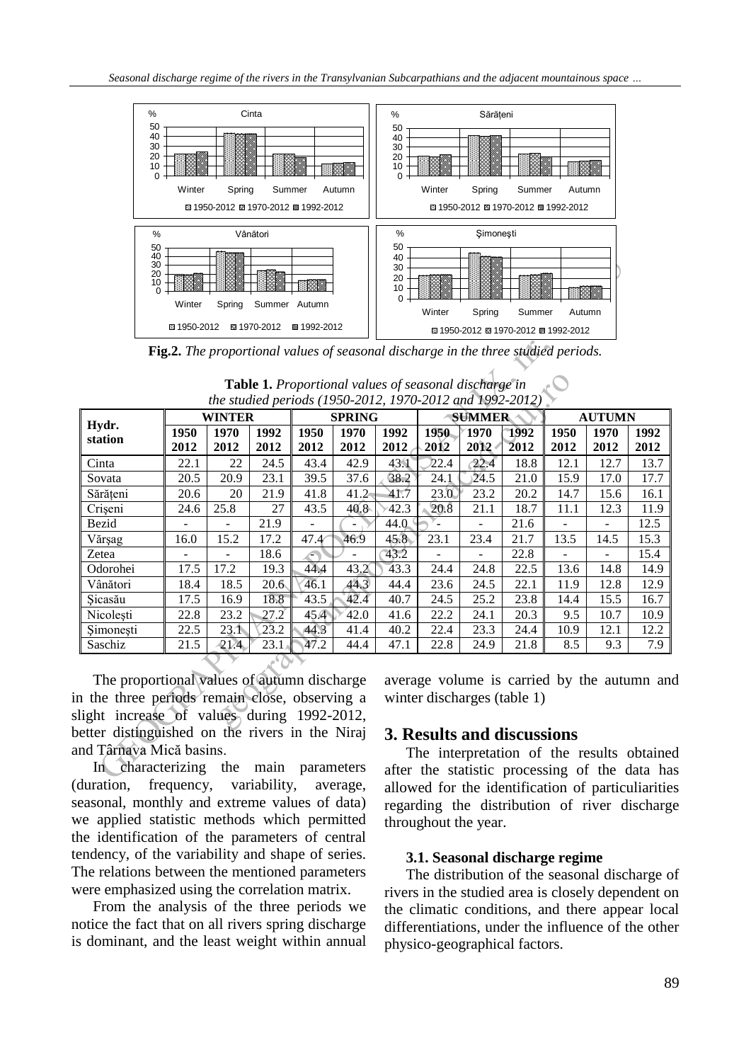**Fig.2.** *The proportional values of seasonal discharge in the three studied periods.*

**Table 1.** *Proportional values of seasonal discharge in the studied periods (1950-2012, 1970-2012 and 1992-2012)*

| Hydr. station | WINTER | | | SPRING | | | SUMMER | | | AUTUMN | | |
|---|---|---|---|---|---|---|---|---|---|---|---|---|
| | 1950 2012 | 1970 2012 | 1992 2012 | 1950 2012 | 1970 2012 | 1992 2012 | 1950 2012 | 1970 2012 | 1992 2012 | 1950 2012 | 1970 2012 | 1992 2012 |
| Cinta | 22.1 | 22 | 24.5 | 43.4 | 42.9 | 43.1 | 22.4 | 22.4 | 18.8 | 12.1 | 12.7 | 13.7 |
| Sovata | 20.5 | 20.9 | 23.1 | 39.5 | 37.6 | 38.2 | 24.1 | 24.5 | 21.0 | 15.9 | 17.0 | 17.7 |
| Sărățeni | 20.6 | 20 | 21.9 | 41.8 | 41.2 | 41.7 | 23.0 | 23.2 | 20.2 | 14.7 | 15.6 | 16.1 |
| Crișeni | 24.6 | 25.8 | 27 | 43.5 | 40.8 | 42.3 | 20.8 | 21.1 | 18.7 | 11.1 | 12.3 | 11.9 |
| Bezid | - | - | 21.9 | - | - | 44.0 | - | - | 21.6 | - | - | 12.5 |
| Vărşag | 16.0 | 15.2 | 17.2 | 47.4 | 46.9 | 45.8 | 23.1 | 23.4 | 21.7 | 13.5 | 14.5 | 15.3 |
| Zetea | - | - | 18.6 | - | - | 43.2 | - | - | 22.8 | - | - | 15.4 |
| Odorohei | 17.5 | 17.2 | 19.3 | 44.4 | 43.2 | 43.3 | 24.4 | 24.8 | 22.5 | 13.6 | 14.8 | 14.9 |
| Vânători | 18.4 | 18.5 | 20.6 | 46.1 | 44.3 | 44.4 | 23.6 | 24.5 | 22.1 | 11.9 | 12.8 | 12.9 |
| Șicasău | 17.5 | 16.9 | 18.8 | 43.5 | 42.4 | 40.7 | 24.5 | 25.2 | 23.8 | 14.4 | 15.5 | 16.7 |
| Nicolești | 22.8 | 23.2 | 27.2 | 45.4 | 42.0 | 41.6 | 22.2 | 24.1 | 20.3 | 9.5 | 10.7 | 10.9 |
| Şimoneşti | 22.5 | 23.1 | 23.2 | 44.3 | 41.4 | 40.2 | 22.4 | 23.3 | 24.4 | 10.9 | 12.1 | 12.2 |
| Saschiz | 21.5 | 21.4 | 23.1 | 47.2 | 44.4 | 47.1 | 22.8 | 24.9 | 21.8 | 8.5 | 9.3 | 7.9 |

The proportional values of autumn discharge in the three periods remain close, observing a slight increase of values during 1992-2012, better distinguished on the rivers in the Niraj and Târnava Mică basins.

In characterizing the main parameters (duration, frequency, variability, average, seasonal, monthly and extreme values of data) we applied statistic methods which permitted the identification of the parameters of central tendency, of the variability and shape of series. The relations between the mentioned parameters were emphasized using the correlation matrix.

From the analysis of the three periods we notice the fact that on all rivers spring discharge is dominant, and the least weight within annual average volume is carried by the autumn and winter discharges (table 1)

## 3. Results and discussions

The interpretation of the results obtained after the statistic processing of the data has allowed for the identification of particuliarities regarding the distribution of river discharge throughout the year.

### 3.1. Seasonal discharge regime

The distribution of the seasonal discharge of rivers in the studied area is closely dependent on the climatic conditions, and there appear local differentiations, under the influence of the other physico-geographical factors.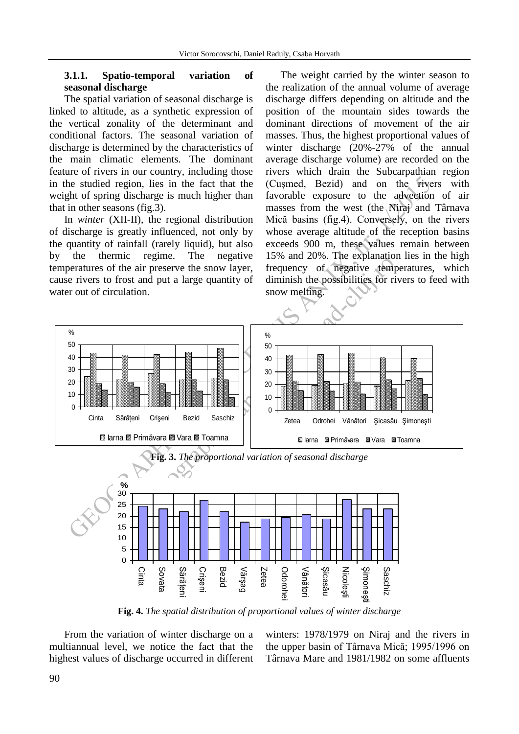### 3.1.1. Spatio-temporal variation of seasonal discharge

The spatial variation of seasonal discharge is linked to altitude, as a synthetic expression of the vertical zonality of the determinant and conditional factors. The seasonal variation of discharge is determined by the characteristics of the main climatic elements. The dominant feature of rivers in our country, including those in the studied region, lies in the fact that the weight of spring discharge is much higher than that in other seasons (fig.3).

In *winter* (XII-II), the regional distribution of discharge is greatly influenced, not only by the quantity of rainfall (rarely liquid), but also by the thermic regime. The negative temperatures of the air preserve the snow layer, cause rivers to frost and put a large quantity of water out of circulation.

The weight carried by the winter season to the realization of the annual volume of average discharge differs depending on altitude and the position of the mountain sides towards the dominant directions of movement of the air masses. Thus, the highest proportional values of winter discharge (20%-27% of the annual average discharge volume) are recorded on the rivers which drain the Subcarpathian region (Cușmed, Bezid) and on the rivers with favorable exposure to the advection of air masses from the west (the Niraj and Târnava Mică basins (fig.4). Conversely, on the rivers whose average altitude of the reception basins exceeds 900 m, these values remain between 15% and 20%. The explanation lies in the high frequency of negative temperatures, which diminish the possibilities for rivers to feed with snow melting.

**Fig. 3.** *The proportional variation of seasonal discharge*

**Fig. 4.** *The spatial distribution of proportional values of winter discharge*

From the variation of winter discharge on a multiannual level, we notice the fact that the highest values of discharge occurred in different winters: 1978/1979 on Niraj and the rivers in the upper basin of Târnava Mică; 1995/1996 on Târnava Mare and 1981/1982 on some affluents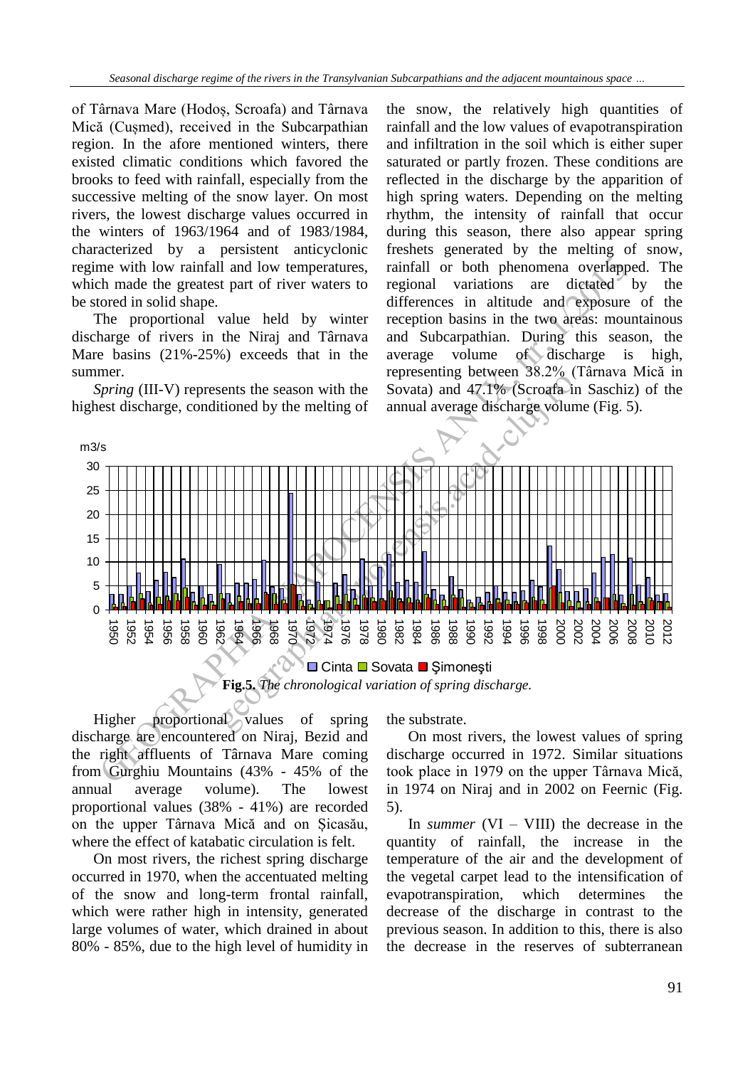of Târnava Mare (Hodoș, Scroafa) and Târnava Mică (Cușmed), received in the Subcarpathian region. In the afore mentioned winters, there existed climatic conditions which favored the brooks to feed with rainfall, especially from the successive melting of the snow layer. On most rivers, the lowest discharge values occurred in the winters of 1963/1964 and of 1983/1984, characterized by a persistent anticyclonic regime with low rainfall and low temperatures, which made the greatest part of river waters to be stored in solid shape.

The proportional value held by winter discharge of rivers in the Niraj and Târnava Mare basins (21%-25%) exceeds that in the summer.

*Spring* (III-V) represents the season with the highest discharge, conditioned by the melting of the snow, the relatively high quantities of rainfall and the low values of evapotranspiration and infiltration in the soil which is either super saturated or partly frozen. These conditions are reflected in the discharge by the apparition of high spring waters. Depending on the melting rhythm, the intensity of rainfall that occur during this season, there also appear spring freshets generated by the melting of snow, rainfall or both phenomena overlapped. The regional variations are dictated by the differences in altitude and exposure of the reception basins in the two areas: mountainous and Subcarpathian. During this season, the average volume of discharge is high, representing between 38.2% (Târnava Mică in Sovata) and 47.1% (Scroafa in Saschiz) of the annual average discharge volume (Fig. 5).

**Fig.5.** *The chronological variation of spring discharge.*

Higher proportional values of spring discharge are encountered on Niraj, Bezid and the right affluents of Târnava Mare coming from Gurghiu Mountains (43% - 45% of the annual average volume). The lowest proportional values (38% - 41%) are recorded on the upper Târnava Mică and on Șicasău, where the effect of katabatic circulation is felt.

On most rivers, the richest spring discharge occurred in 1970, when the accentuated melting of the snow and long-term frontal rainfall, which were rather high in intensity, generated large volumes of water, which drained in about 80% - 85%, due to the high level of humidity in the substrate.

On most rivers, the lowest values of spring discharge occurred in 1972. Similar situations took place in 1979 on the upper Târnava Mică, in 1974 on Niraj and in 2002 on Feernic (Fig. 5).

In *summer* (VI – VIII) the decrease in the quantity of rainfall, the increase in the temperature of the air and the development of the vegetal carpet lead to the intensification of evapotranspiration, which determines the decrease of the discharge in contrast to the previous season. In addition to this, there is also the decrease in the reserves of subterranean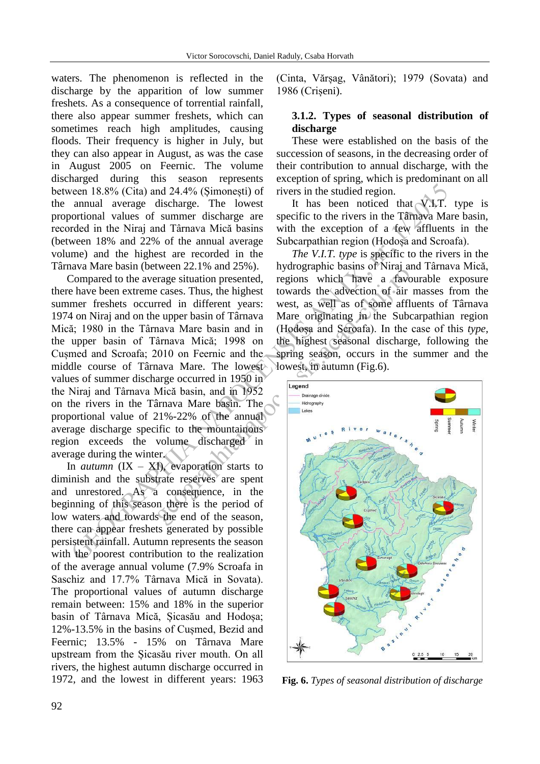waters. The phenomenon is reflected in the discharge by the apparition of low summer freshets. As a consequence of torrential rainfall, there also appear summer freshets, which can sometimes reach high amplitudes, causing floods. Their frequency is higher in July, but they can also appear in August, as was the case in August 2005 on Feernic. The volume discharged during this season represents between 18.8% (Cita) and 24.4% (Șimonești) of the annual average discharge. The lowest proportional values of summer discharge are recorded in the Niraj and Târnava Mică basins (between 18% and 22% of the annual average volume) and the highest are recorded in the Târnava Mare basin (between 22.1% and 25%).

Compared to the average situation presented, there have been extreme cases. Thus, the highest summer freshets occurred in different years: 1974 on Niraj and on the upper basin of Târnava Mică; 1980 in the Târnava Mare basin and in the upper basin of Târnava Mică; 1998 on Cușmed and Scroafa; 2010 on Feernic and the middle course of Târnava Mare. The lowest values of summer discharge occurred in 1950 in the Niraj and Târnava Mică basin, and in 1952 on the rivers in the Târnava Mare basin. The proportional value of 21%-22% of the annual average discharge specific to the mountainous region exceeds the volume discharged in average during the winter.

In *autumn* (IX – XI), evaporation starts to diminish and the substrate reserves are spent and unrestored. As a consequence, in the beginning of this season there is the period of low waters and towards the end of the season, there can appear freshets generated by possible persistent rainfall. Autumn represents the season with the poorest contribution to the realization of the average annual volume (7.9% Scroafa in Saschiz and 17.7% Târnava Mică in Sovata). The proportional values of autumn discharge remain between: 15% and 18% in the superior basin of Târnava Mică, Șicasău and Hodoșa; 12%-13.5% in the basins of Cușmed, Bezid and Feernic; 13.5% - 15% on Târnava Mare upstream from the Șicasău river mouth. On all rivers, the highest autumn discharge occurred in 1972, and the lowest in different years: 1963 (Cinta, Vărșag, Vânători); 1979 (Sovata) and 1986 (Crișeni).

### 3.1.2. Types of seasonal distribution of discharge

These were established on the basis of the succession of seasons, in the decreasing order of their contribution to annual discharge, with the exception of spring, which is predominant on all rivers in the studied region.

It has been noticed that V.I.T. type is specific to the rivers in the Târnava Mare basin, with the exception of a few affluents in the Subcarpathian region (Hodoșa and Scroafa).

*The V.I.T. type* is specific to the rivers in the hydrographic basins of Niraj and Târnava Mică, regions which have a favourable exposure towards the advection of air masses from the west, as well as of some affluents of Târnava Mare originating in the Subcarpathian region (Hodoșa and Scroafa). In the case of this *type*, the highest seasonal discharge, following the spring season, occurs in the summer and the lowest, in autumn (Fig.6).

**Fig. 6.** *Types of seasonal distribution of discharge*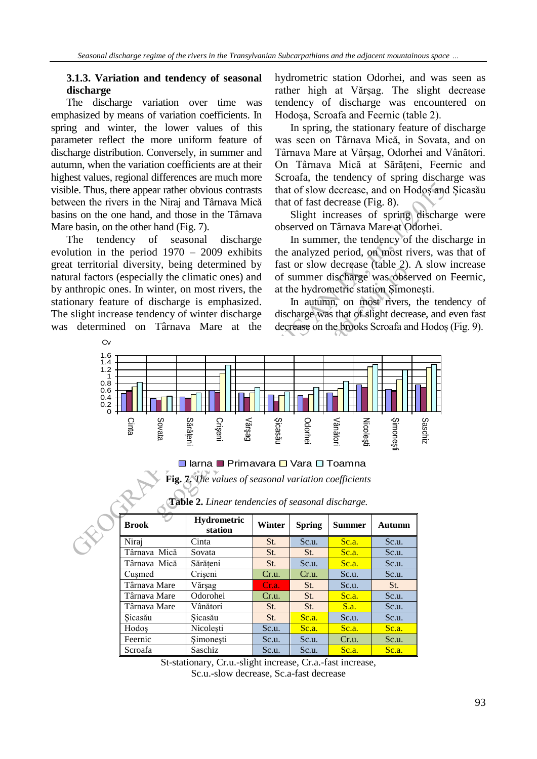### 3.1.3. Variation and tendency of seasonal discharge

The discharge variation over time was emphasized by means of variation coefficients. In spring and winter, the lower values of this parameter reflect the more uniform feature of discharge distribution. Conversely, in summer and autumn, when the variation coefficients are at their highest values, regional differences are much more visible. Thus, there appear rather obvious contrasts between the rivers in the Niraj and Târnava Mică basins on the one hand, and those in the Târnava Mare basin, on the other hand (Fig. 7).

The tendency of seasonal discharge evolution in the period 1970 – 2009 exhibits great territorial diversity, being determined by natural factors (especially the climatic ones) and by anthropic ones. In winter, on most rivers, the stationary feature of discharge is emphasized. The slight increase tendency of winter discharge was determined on Târnava Mare at the hydrometric station Odorhei, and was seen as rather high at Vărşag. The slight decrease tendency of discharge was encountered on Hodoşa, Scroafa and Feernic (table 2).

In spring, the stationary feature of discharge was seen on Târnava Mică, in Sovata, and on Târnava Mare at Vărşag, Odorhei and Vânători. On Târnava Mică at Sărăţeni, Feernic and Scroafa, the tendency of spring discharge was that of slow decrease, and on Hodoş and Şicasău that of fast decrease (Fig. 8).

Slight increases of spring discharge were observed on Târnava Mare at Odorhei.

In summer, the tendency of the discharge in the analyzed period, on most rivers, was that of fast or slow decrease (table 2). A slow increase of summer discharge was observed on Feernic, at the hydrometric station Şimoneşti.

In autumn, on most rivers, the tendency of discharge was that of slight decrease, and even fast decrease on the brooks Scroafa and Hodoş (Fig. 9).

Fig. 7. *The values of seasonal variation coefficients*

**Table 2.** *Linear tendencies of seasonal discharge.*

| Brook | Hydrometric station | Winter | Spring | Summer | Autumn |
|---|---|---|---|---|---|
| Niraj | Cinta | St. | Sc.u. | Sc.a. | Sc.u. |
| Târnava Mică | Sovata | St. | St. | Sc.a. | Sc.u. |
| Târnava Mică | Sărăţeni | St. | Sc.u. | Sc.a. | Sc.u. |
| Cuşmed | Crişeni | Cr.u. | Cr.u. | Sc.u. | Sc.u. |
| Târnava Mare | Vărşag | Cr.a. | St. | Sc.u. | St. |
| Târnava Mare | Odorohei | Cr.u. | St. | Sc.a. | Sc.u. |
| Târnava Mare | Vânători | St. | St. | S.a. | Sc.u. |
| Şicasău | Şicasău | St. | Sc.a. | Sc.u. | Sc.u. |
| Hodoş | Nicoleşti | Sc.u. | Sc.a. | Sc.a. | Sc.a. |
| Feernic | Şimoneşti | Sc.u. | Sc.u. | Cr.u. | Sc.u. |
| Scroafa | Saschiz | Sc.u. | Sc.u. | Sc.a. | Sc.a. |

St-stationary, Cr.u.-slight increase, Cr.a.-fast increase, Sc.u.-slow decrease, Sc.a-fast decrease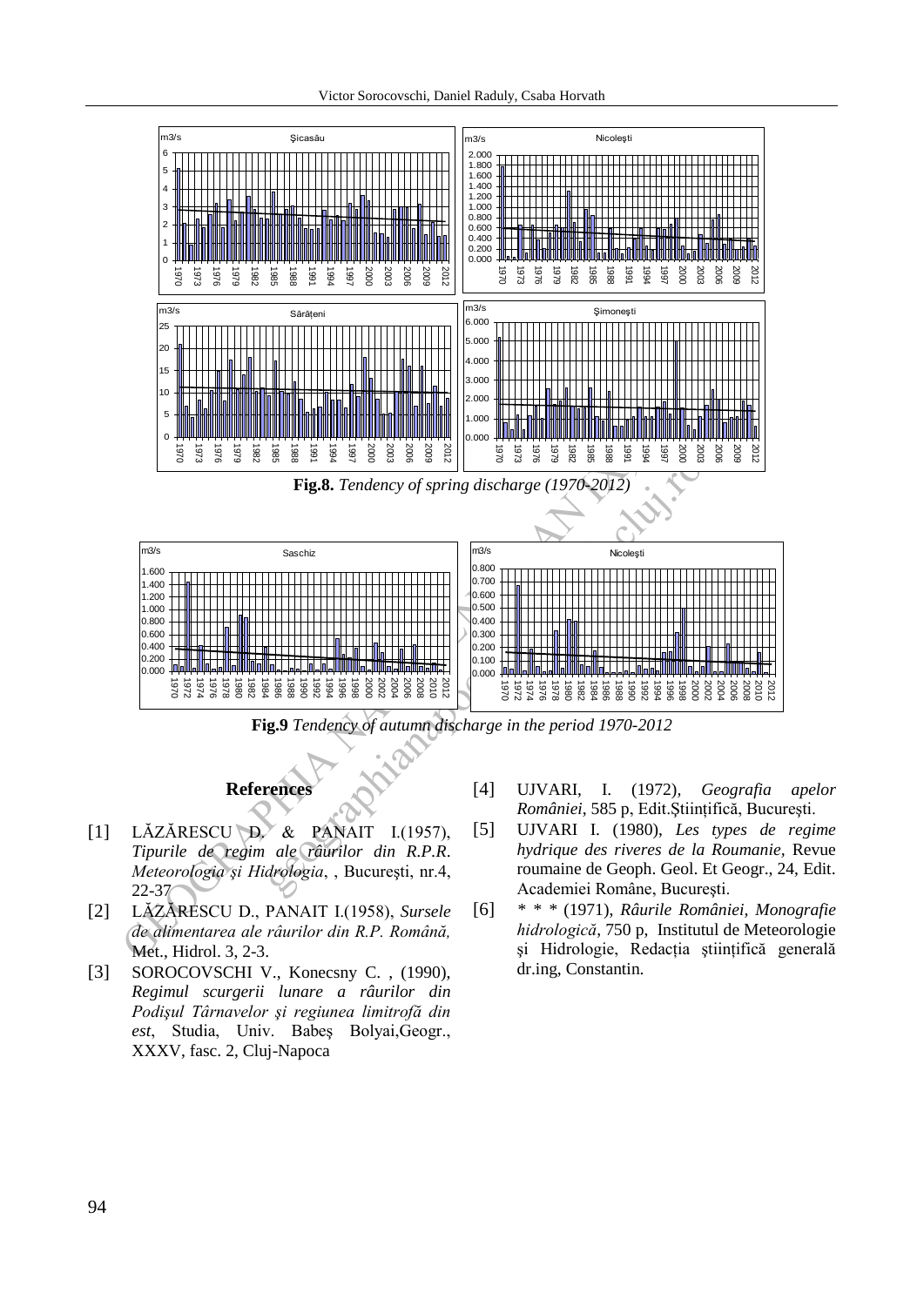m3/s
Şicasău
6
5
4
3
2
1
0
1970 1973 1976 1979 1982 1985 1988 1991 1994 1997 2000 2003 2006 2009 2012

m3/s
Nicoleşti
2.000
1.800
1.600
1.400
1.200
1.000
0.800
0.600
0.400
0.200
0.000
1970 1973 1976 1979 1982 1985 1988 1991 1994 1997 2000 2003 2006 2009 2012

m3/s
Sărăţeni
25
20
15
10
5
0
1970 1973 1976 1979 1982 1985 1988 1991 1994 1997 2000 2003 2006 2009 2012

m3/s
Şimoneşti
6.000
5.000
4.000
3.000
2.000
1.000
0.000
1970 1973 1976 1979 1982 1985 1988 1991 1994 1997 2000 2003 2006 2009 2012

**Fig.8.** *Tendency of spring discharge (1970-2012)*

m3/s
Saschiz
1.600
1.400
1.200
1.000
0.800
0.600
0.400
0.200
0.000
1970 1972 1974 1976 1978 1980 1982 1984 1986 1988 1990 1992 1994 1996 1998 2000 2002 2004 2006 2008 2010 2012

m3/s
Nicoleşti
0.800
0.700
0.600
0.500
0.400
0.300
0.200
0.100
0.000
1970 1972 1974 1976 1978 1980 1982 1984 1986 1988 1990 1992 1994 1996 1998 2000 2002 2004 2006 2008 2010 2012

**Fig.9** *Tendency of autumn discharge in the period 1970-2012*

## References

[1] LĂZĂRESCU D. & PANAIT I.(1957), *Tipurile de regim ale râurilor din R.P.R. Meteorologia şi Hidrologia*, , Bucureşti, nr.4, 22-37

[2] LĂZĂRESCU D., PANAIT I.(1958), *Sursele de alimentarea ale râurilor din R.P. Română,* Met., Hidrol. 3, 2-3.

[3] SOROCOVSCHI V., Konecsny C. , (1990), *Regimul scurgerii lunare a râurilor din Podişul Târnavelor şi regiunea limitrofă din est*, Studia, Univ. Babeş Bolyai,Geogr., XXXV, fasc. 2, Cluj-Napoca

[4] UJVARI, I. (1972), *Geografia apelor României*, 585 p, Edit.Ştiinţifică, Bucureşti.

[5] UJVARI I. (1980), *Les types de regime hydrique des riveres de la Roumanie*, Revue roumaine de Geoph. Geol. Et Geogr., 24, Edit. Academiei Române, Bucureşti.

[6] * * * (1971), *Râurile României, Monografie hidrologică*, 750 p, Institutul de Meteorologie şi Hidrologie, Redacţia ştiinţifică generală dr.ing, Constantin.